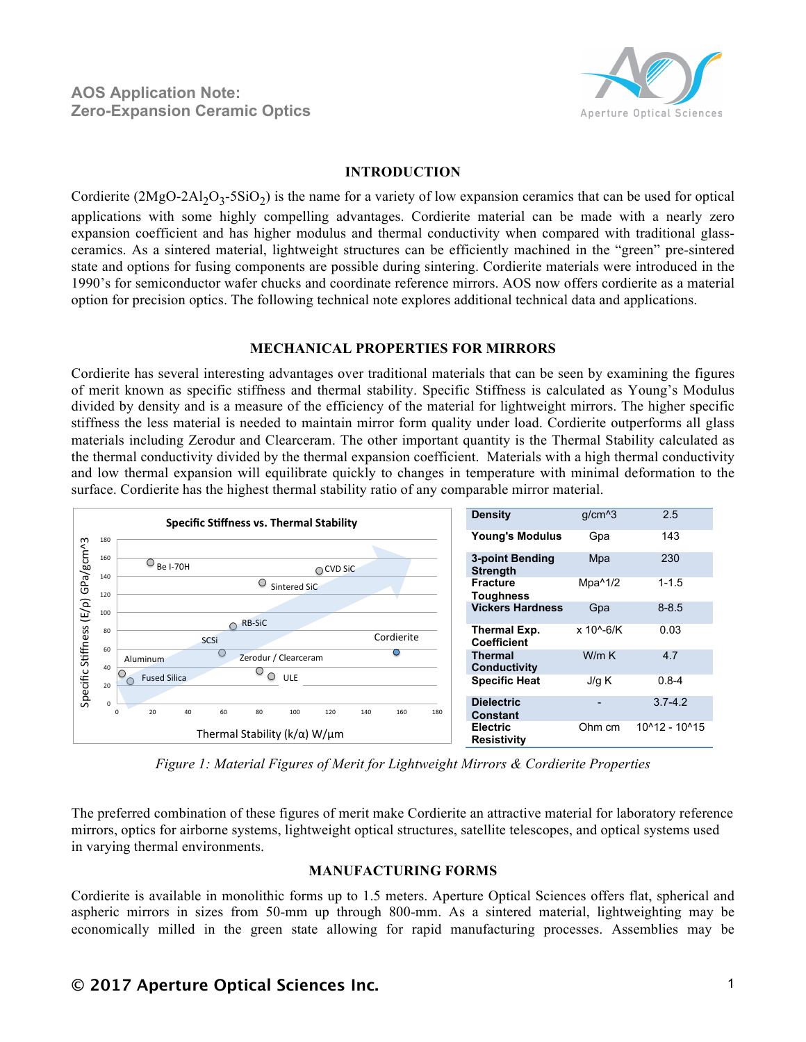# AOS Application Note:
# Zero-Expansion Ceramic Optics

Aperture Optical Sciences

## INTRODUCTION

Cordierite ($2MgO$-$2Al_2O_3$-$5SiO_2$) is the name for a variety of low expansion ceramics that can be used for optical applications with some highly compelling advantages. Cordierite material can be made with a nearly zero expansion coefficient and has higher modulus and thermal conductivity when compared with traditional glass-ceramics. As a sintered material, lightweight structures can be efficiently machined in the "green" pre-sintered state and options for fusing components are possible during sintering. Cordierite materials were introduced in the 1990's for semiconductor wafer chucks and coordinate reference mirrors. AOS now offers cordierite as a material option for precision optics. The following technical note explores additional technical data and applications.

## MECHANICAL PROPERTIES FOR MIRRORS

Cordierite has several interesting advantages over traditional materials that can be seen by examining the figures of merit known as specific stiffness and thermal stability. Specific Stiffness is calculated as Young's Modulus divided by density and is a measure of the efficiency of the material for lightweight mirrors. The higher specific stiffness the less material is needed to maintain mirror form quality under load. Cordierite outperforms all glass materials including Zerodur and Clearceram. The other important quantity is the Thermal Stability calculated as the thermal conductivity divided by the thermal expansion coefficient. Materials with a high thermal conductivity and low thermal expansion will equilibrate quickly to changes in temperature with minimal deformation to the surface. Cordierite has the highest thermal stability ratio of any comparable mirror material.

Specific Stiffness vs. Thermal Stability

Specific Stiffness (E/ρ) GPa/gcm^3

180
160
140
120
100
80
60
40
20
0

0 20 40 60 80 100 120 140 160 180

Thermal Stability (k/α) W/μm

Be I-70H
CVD SiC
Sintered SiC
RB-SiC
SCSi
Cordierite
Aluminum
Zerodur / Clearceram
Fused Silica
ULE

| | | |
|---|---|---|
| **Density** | g/cm^3 | 2.5 |
| **Young's Modulus** | Gpa | 143 |
| **3-point Bending Strength** | Mpa | 230 |
| **Fracture Toughness** | Mpa^1/2 | 1-1.5 |
| **Vickers Hardness** | Gpa | 8-8.5 |
| **Thermal Exp. Coefficient** | x 10^-6/K | 0.03 |
| **Thermal Conductivity** | W/m K | 4.7 |
| **Specific Heat** | J/g K | 0.8-4 |
| **Dielectric Constant** | - | 3.7-4.2 |
| **Electric Resistivity** | Ohm cm | 10^12 - 10^15 |

*Figure 1: Material Figures of Merit for Lightweight Mirrors & Cordierite Properties*

The preferred combination of these figures of merit make Cordierite an attractive material for laboratory reference mirrors, optics for airborne systems, lightweight optical structures, satellite telescopes, and optical systems used in varying thermal environments.

## MANUFACTURING FORMS

Cordierite is available in monolithic forms up to 1.5 meters. Aperture Optical Sciences offers flat, spherical and aspheric mirrors in sizes from 50-mm up through 800-mm. As a sintered material, lightweighting may be economically milled in the green state allowing for rapid manufacturing processes. Assemblies may be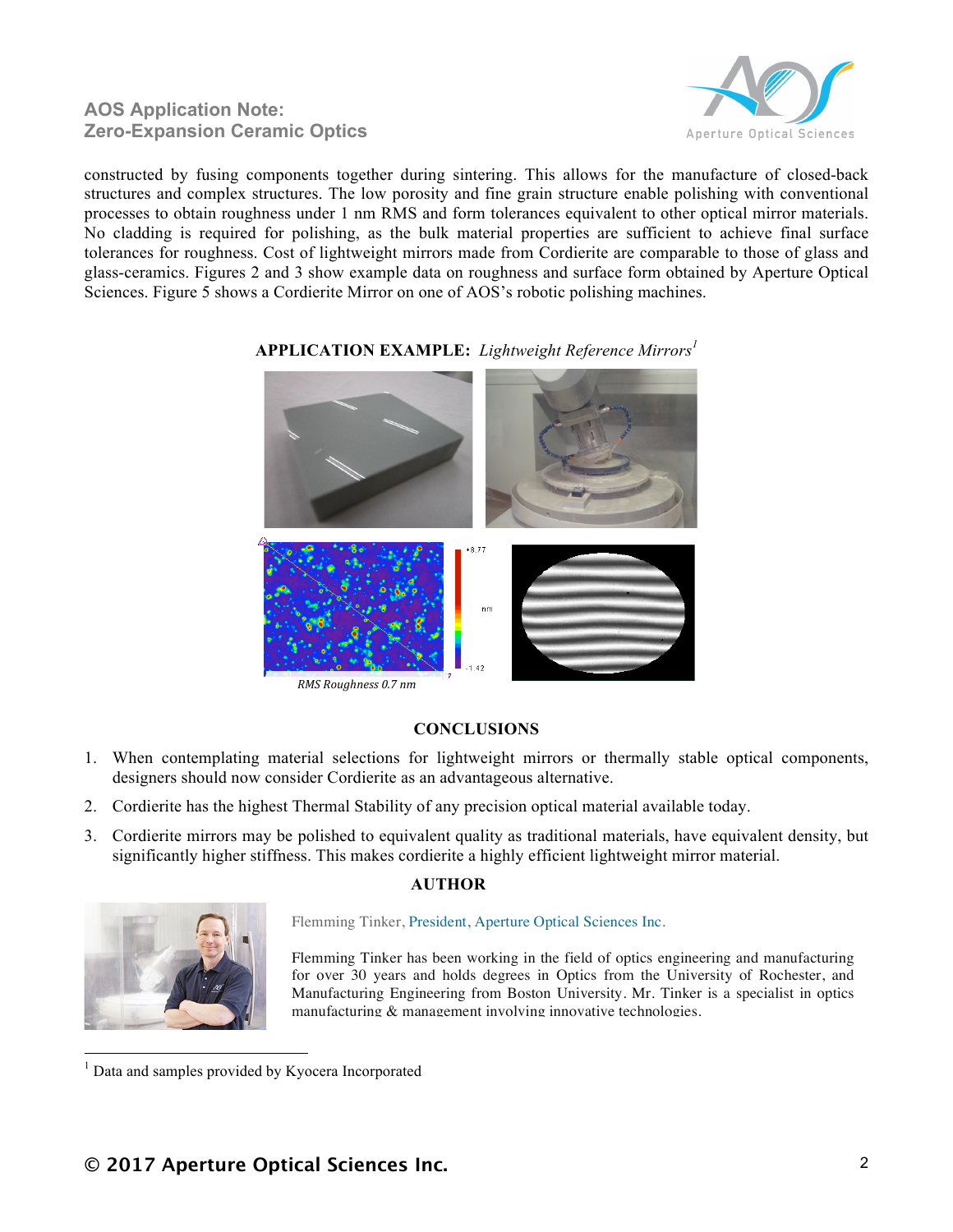constructed by fusing components together during sintering. This allows for the manufacture of closed-back structures and complex structures. The low porosity and fine grain structure enable polishing with conventional processes to obtain roughness under 1 nm RMS and form tolerances equivalent to other optical mirror materials. No cladding is required for polishing, as the bulk material properties are sufficient to achieve final surface tolerances for roughness. Cost of lightweight mirrors made from Cordierite are comparable to those of glass and glass-ceramics. Figures 2 and 3 show example data on roughness and surface form obtained by Aperture Optical Sciences. Figure 5 shows a Cordierite Mirror on one of AOS's robotic polishing machines.

**APPLICATION EXAMPLE:** *Lightweight Reference Mirrors*[1]

+8.77

nm

-1.42

*RMS Roughness 0.7 nm*

## CONCLUSIONS

1. When contemplating material selections for lightweight mirrors or thermally stable optical components, designers should now consider Cordierite as an advantageous alternative.
2. Cordierite has the highest Thermal Stability of any precision optical material available today.
3. Cordierite mirrors may be polished to equivalent quality as traditional materials, have equivalent density, but significantly higher stiffness. This makes cordierite a highly efficient lightweight mirror material.

## AUTHOR

Flemming Tinker, President, Aperture Optical Sciences Inc.

Flemming Tinker has been working in the field of optics engineering and manufacturing for over 30 years and holds degrees in Optics from the University of Rochester, and Manufacturing Engineering from Boston University. Mr. Tinker is a specialist in optics manufacturing & management involving innovative technologies.

[1] Data and samples provided by Kyocera Incorporated

© 2017 Aperture Optical Sciences Inc.